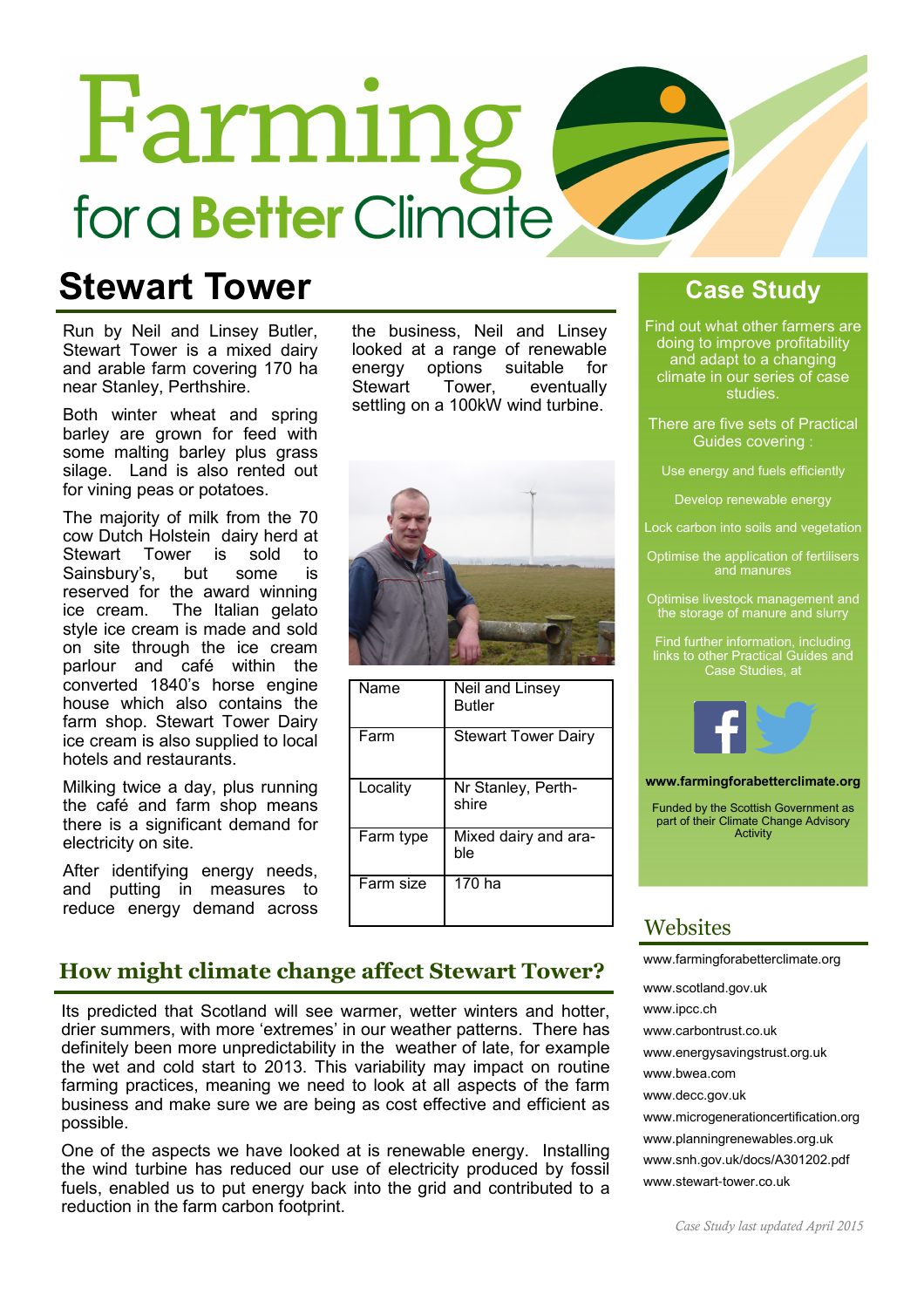# Farming for a Better Climate

## Stewart Tower

Run by Neil and Linsey Butler, Stewart Tower is a mixed dairy and arable farm covering 170 ha near Stanley, Perthshire.

Both winter wheat and spring barley are grown for feed with some malting barley plus grass silage. Land is also rented out for vining peas or potatoes.

The majority of milk from the 70 cow Dutch Holstein dairy herd at Stewart Tower is sold to Sainsbury's, but some is reserved for the award winning ice cream. The Italian gelato style ice cream is made and sold on site through the ice cream parlour and café within the converted 1840's horse engine house which also contains the farm shop. Stewart Tower Dairy ice cream is also supplied to local hotels and restaurants.

Milking twice a day, plus running the café and farm shop means there is a significant demand for electricity on site.

After identifying energy needs, and putting in measures to reduce energy demand across the business, Neil and Linsey looked at a range of renewable energy options suitable for Stewart Tower, eventually settling on a 100kW wind turbine.

| Name | Neil and Linsey Butler |
|---|---|
| Farm | Stewart Tower Dairy |
| Locality | Nr Stanley, Perthshire |
| Farm type | Mixed dairy and arable |
| Farm size | 170 ha |

## How might climate change affect Stewart Tower?

Its predicted that Scotland will see warmer, wetter winters and hotter, drier summers, with more 'extremes' in our weather patterns. There has definitely been more unpredictability in the weather of late, for example the wet and cold start to 2013. This variability may impact on routine farming practices, meaning we need to look at all aspects of the farm business and make sure we are being as cost effective and efficient as possible.

One of the aspects we have looked at is renewable energy. Installing the wind turbine has reduced our use of electricity produced by fossil fuels, enabled us to put energy back into the grid and contributed to a reduction in the farm carbon footprint.

## Case Study

Find out what other farmers are doing to improve profitability and adapt to a changing climate in our series of case studies.

There are five sets of Practical Guides covering :

- Use energy and fuels efficiently
- Develop renewable energy
- Lock carbon into soils and vegetation
- Optimise the application of fertilisers and manures
- Optimise livestock management and the storage of manure and slurry

Find further information, including links to other Practical Guides and Case Studies, at

**www.farmingforabetterclimate.org**

Funded by the Scottish Government as part of their Climate Change Advisory Activity

## Websites

www.farmingforabetterclimate.org

www.scotland.gov.uk
www.ipcc.ch
www.carbontrust.co.uk
www.energysavingstrust.org.uk
www.bwea.com
www.decc.gov.uk
www.microgenerationcertification.org
www.planningrenewables.org.uk
www.snh.gov.uk/docs/A301202.pdf
www.stewart-tower.co.uk

*Case Study last updated April 2015*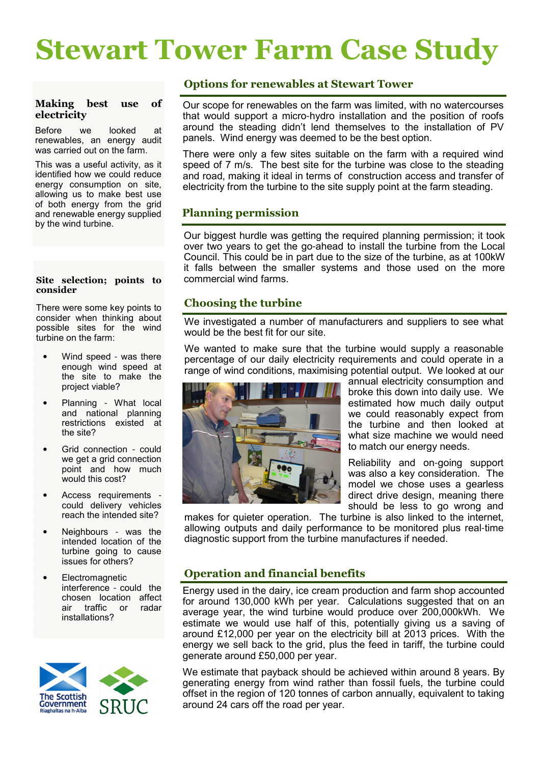# Stewart Tower Farm Case Study

### Making best use of electricity

Before we looked at renewables, an energy audit was carried out on the farm.

This was a useful activity, as it identified how we could reduce energy consumption on site, allowing us to make best use of both energy from the grid and renewable energy supplied by the wind turbine.

### Site selection; points to consider

There were some key points to consider when thinking about possible sites for the wind turbine on the farm:

- Wind speed - was there enough wind speed at the site to make the project viable?
- Planning - What local and national planning restrictions existed at the site?
- Grid connection - could we get a grid connection point and how much would this cost?
- Access requirements - could delivery vehicles reach the intended site?
- Neighbours - was the intended location of the turbine going to cause issues for others?
- Electromagnetic interference - could the chosen location affect air traffic or radar installations?

## Options for renewables at Stewart Tower

Our scope for renewables on the farm was limited, with no watercourses that would support a micro-hydro installation and the position of roofs around the steading didn't lend themselves to the installation of PV panels. Wind energy was deemed to be the best option.

There were only a few sites suitable on the farm with a required wind speed of 7 m/s. The best site for the turbine was close to the steading and road, making it ideal in terms of construction access and transfer of electricity from the turbine to the site supply point at the farm steading.

## Planning permission

Our biggest hurdle was getting the required planning permission; it took over two years to get the go-ahead to install the turbine from the Local Council. This could be in part due to the size of the turbine, as at 100kW it falls between the smaller systems and those used on the more commercial wind farms.

## Choosing the turbine

We investigated a number of manufacturers and suppliers to see what would be the best fit for our site.

We wanted to make sure that the turbine would supply a reasonable percentage of our daily electricity requirements and could operate in a range of wind conditions, maximising potential output. We looked at our annual electricity consumption and broke this down into daily use. We estimated how much daily output we could reasonably expect from the turbine and then looked at what size machine we would need to match our energy needs.

Reliability and on-going support was also a key consideration. The model we chose uses a gearless direct drive design, meaning there should be less to go wrong and makes for quieter operation. The turbine is also linked to the internet, allowing outputs and daily performance to be monitored plus real-time diagnostic support from the turbine manufactures if needed.

## Operation and financial benefits

Energy used in the dairy, ice cream production and farm shop accounted for around 130,000 kWh per year. Calculations suggested that on an average year, the wind turbine would produce over 200,000kWh. We estimate we would use half of this, potentially giving us a saving of around £12,000 per year on the electricity bill at 2013 prices. With the energy we sell back to the grid, plus the feed in tariff, the turbine could generate around £50,000 per year.

We estimate that payback should be achieved within around 8 years. By generating energy from wind rather than fossil fuels, the turbine could offset in the region of 120 tonnes of carbon annually, equivalent to taking around 24 cars off the road per year.

The Scottish Government
Riaghaltas na h-Alba

SRUC